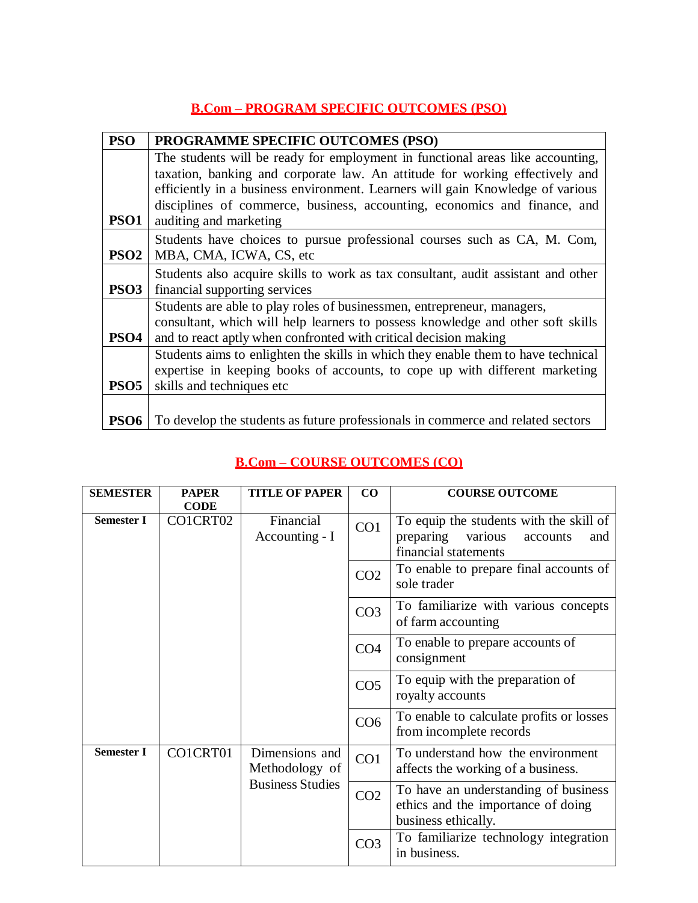## B.Com – PROGRAM SPECIFIC OUTCOMES (PSO)

| PSO | PROGRAMME SPECIFIC OUTCOMES (PSO) |
|---|---|
| PSO1 | The students will be ready for employment in functional areas like accounting, taxation, banking and corporate law. An attitude for working effectively and efficiently in a business environment. Learners will gain Knowledge of various disciplines of commerce, business, accounting, economics and finance, and auditing and marketing |
| PSO2 | Students have choices to pursue professional courses such as CA, M. Com, MBA, CMA, ICWA, CS, etc |
| PSO3 | Students also acquire skills to work as tax consultant, audit assistant and other financial supporting services |
| PSO4 | Students are able to play roles of businessmen, entrepreneur, managers, consultant, which will help learners to possess knowledge and other soft skills and to react aptly when confronted with critical decision making |
| PSO5 | Students aims to enlighten the skills in which they enable them to have technical expertise in keeping books of accounts, to cope up with different marketing skills and techniques etc |
| PSO6 | To develop the students as future professionals in commerce and related sectors |

## B.Com – COURSE OUTCOMES (CO)

| SEMESTER | PAPER CODE | TITLE OF PAPER | CO | COURSE OUTCOME |
|---|---|---|---|---|
| Semester I | CO1CRT02 | Financial Accounting - I | CO1 | To equip the students with the skill of preparing various accounts and financial statements |
| | | | CO2 | To enable to prepare final accounts of sole trader |
| | | | CO3 | To familiarize with various concepts of farm accounting |
| | | | CO4 | To enable to prepare accounts of consignment |
| | | | CO5 | To equip with the preparation of royalty accounts |
| | | | CO6 | To enable to calculate profits or losses from incomplete records |
| Semester I | CO1CRT01 | Dimensions and Methodology of Business Studies | CO1 | To understand how the environment affects the working of a business. |
| | | | CO2 | To have an understanding of business ethics and the importance of doing business ethically. |
| | | | CO3 | To familiarize technology integration in business. |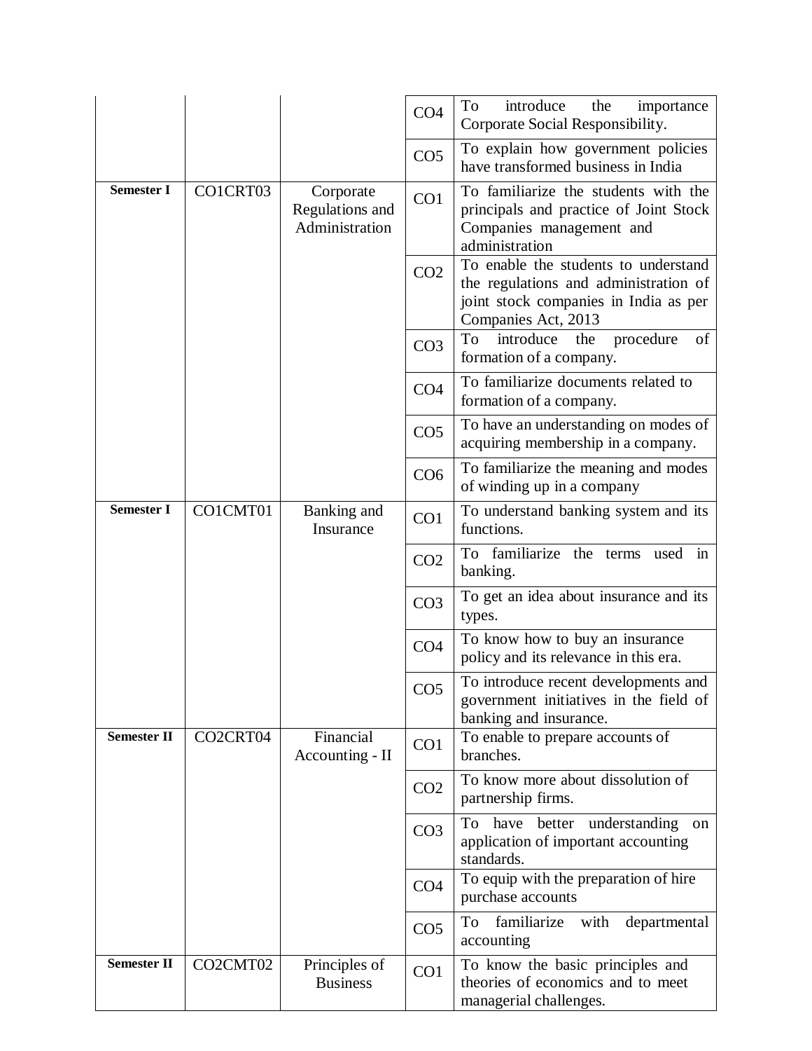| | | | | |
|---|---|---|---|---|
| | | | CO4 | To introduce the importance Corporate Social Responsibility. |
| | | | CO5 | To explain how government policies have transformed business in India |
| **Semester I** | CO1CRT03 | Corporate Regulations and Administration | CO1 | To familiarize the students with the principals and practice of Joint Stock Companies management and administration |
| | | | CO2 | To enable the students to understand the regulations and administration of joint stock companies in India as per Companies Act, 2013 |
| | | | CO3 | To introduce the procedure of formation of a company. |
| | | | CO4 | To familiarize documents related to formation of a company. |
| | | | CO5 | To have an understanding on modes of acquiring membership in a company. |
| | | | CO6 | To familiarize the meaning and modes of winding up in a company |
| **Semester I** | CO1CMT01 | Banking and Insurance | CO1 | To understand banking system and its functions. |
| | | | CO2 | To familiarize the terms used in banking. |
| | | | CO3 | To get an idea about insurance and its types. |
| | | | CO4 | To know how to buy an insurance policy and its relevance in this era. |
| | | | CO5 | To introduce recent developments and government initiatives in the field of banking and insurance. |
| **Semester II** | CO2CRT04 | Financial Accounting - II | CO1 | To enable to prepare accounts of branches. |
| | | | CO2 | To know more about dissolution of partnership firms. |
| | | | CO3 | To have better understanding on application of important accounting standards. |
| | | | CO4 | To equip with the preparation of hire purchase accounts |
| | | | CO5 | To familiarize with departmental accounting |
| **Semester II** | CO2CMT02 | Principles of Business | CO1 | To know the basic principles and theories of economics and to meet managerial challenges. |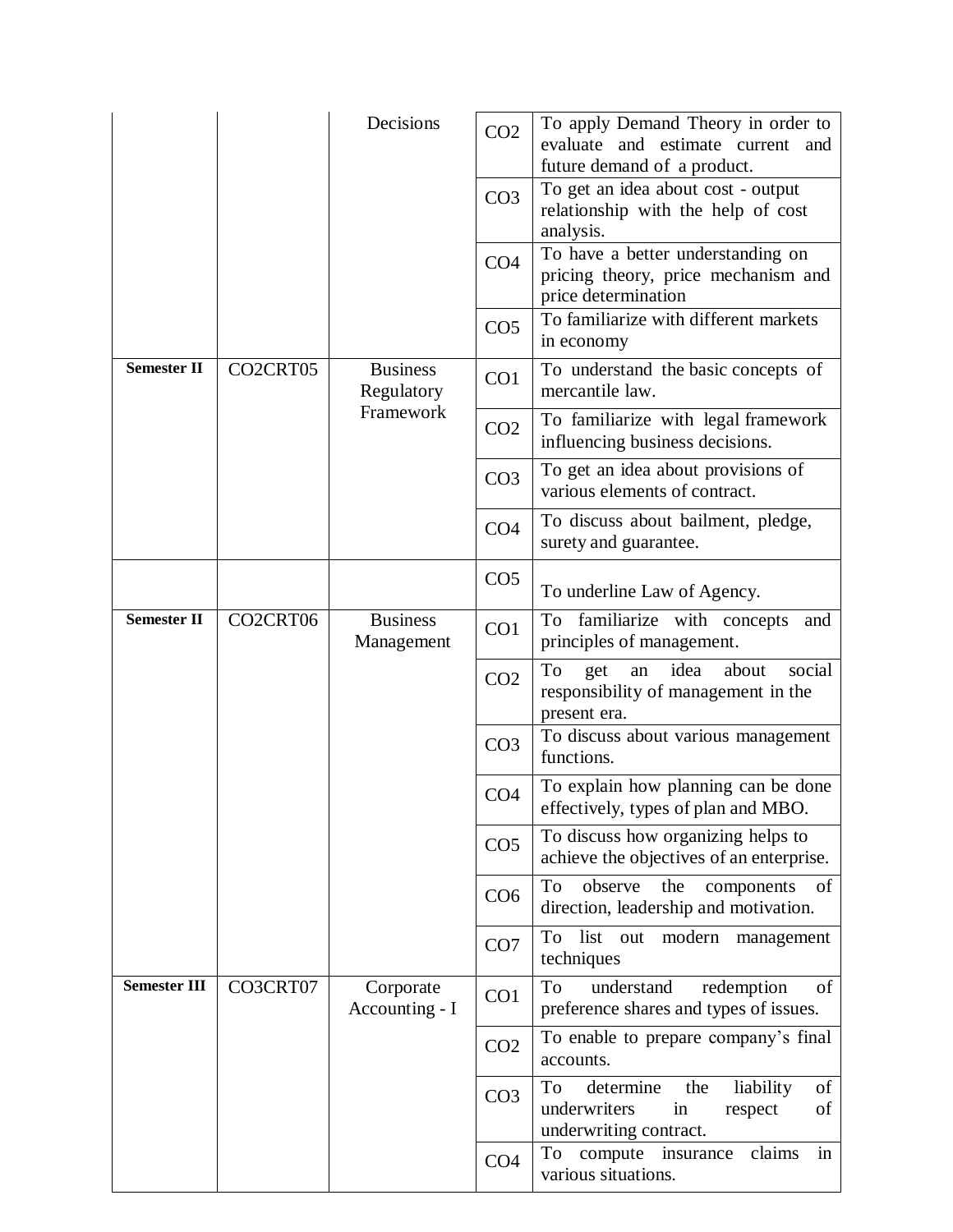| | | | | |
|---|---|---|---|---|
| | | Decisions | CO2 | To apply Demand Theory in order to evaluate and estimate current and future demand of a product. |
| | | | CO3 | To get an idea about cost - output relationship with the help of cost analysis. |
| | | | CO4 | To have a better understanding on pricing theory, price mechanism and price determination |
| | | | CO5 | To familiarize with different markets in economy |
| **Semester II** | CO2CRT05 | Business Regulatory Framework | CO1 | To understand the basic concepts of mercantile law. |
| | | | CO2 | To familiarize with legal framework influencing business decisions. |
| | | | CO3 | To get an idea about provisions of various elements of contract. |
| | | | CO4 | To discuss about bailment, pledge, surety and guarantee. |
| | | | CO5 | To underline Law of Agency. |
| **Semester II** | CO2CRT06 | Business Management | CO1 | To familiarize with concepts and principles of management. |
| | | | CO2 | To get an idea about social responsibility of management in the present era. |
| | | | CO3 | To discuss about various management functions. |
| | | | CO4 | To explain how planning can be done effectively, types of plan and MBO. |
| | | | CO5 | To discuss how organizing helps to achieve the objectives of an enterprise. |
| | | | CO6 | To observe the components of direction, leadership and motivation. |
| | | | CO7 | To list out modern management techniques |
| **Semester III** | CO3CRT07 | Corporate Accounting - I | CO1 | To understand redemption of preference shares and types of issues. |
| | | | CO2 | To enable to prepare company's final accounts. |
| | | | CO3 | To determine the liability of underwriters in respect of underwriting contract. |
| | | | CO4 | To compute insurance claims in various situations. |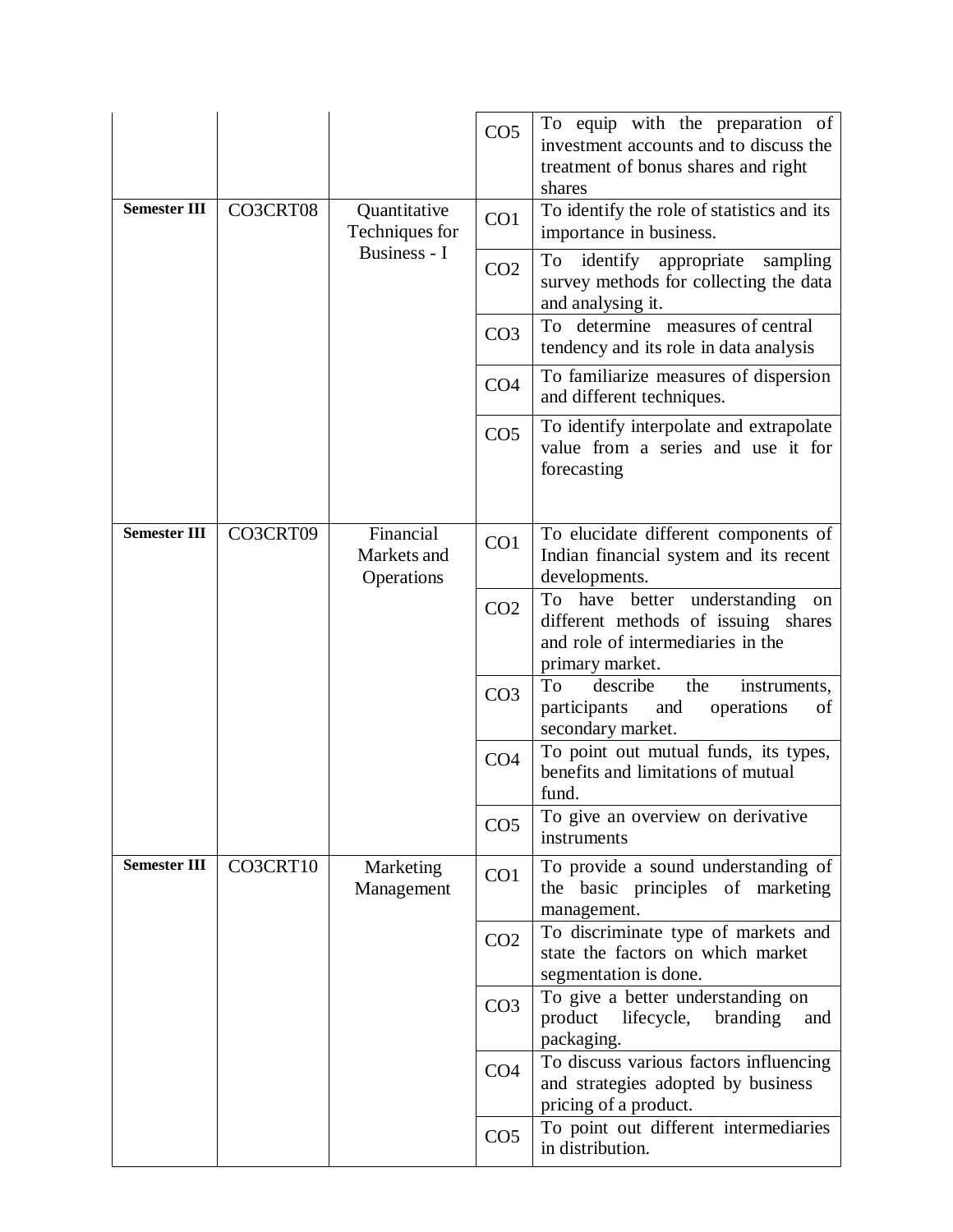| | | | | |
|---|---|---|---|---|
| | | | CO5 | To equip with the preparation of investment accounts and to discuss the treatment of bonus shares and right shares |
| **Semester III** | CO3CRT08 | Quantitative Techniques for Business - I | CO1 | To identify the role of statistics and its importance in business. |
| | | | CO2 | To identify appropriate sampling survey methods for collecting the data and analysing it. |
| | | | CO3 | To determine measures of central tendency and its role in data analysis |
| | | | CO4 | To familiarize measures of dispersion and different techniques. |
| | | | CO5 | To identify interpolate and extrapolate value from a series and use it for forecasting |
| **Semester III** | CO3CRT09 | Financial Markets and Operations | CO1 | To elucidate different components of Indian financial system and its recent developments. |
| | | | CO2 | To have better understanding on different methods of issuing shares and role of intermediaries in the primary market. |
| | | | CO3 | To describe the instruments, participants and operations of secondary market. |
| | | | CO4 | To point out mutual funds, its types, benefits and limitations of mutual fund. |
| | | | CO5 | To give an overview on derivative instruments |
| **Semester III** | CO3CRT10 | Marketing Management | CO1 | To provide a sound understanding of the basic principles of marketing management. |
| | | | CO2 | To discriminate type of markets and state the factors on which market segmentation is done. |
| | | | CO3 | To give a better understanding on product lifecycle, branding and packaging. |
| | | | CO4 | To discuss various factors influencing and strategies adopted by business pricing of a product. |
| | | | CO5 | To point out different intermediaries in distribution. |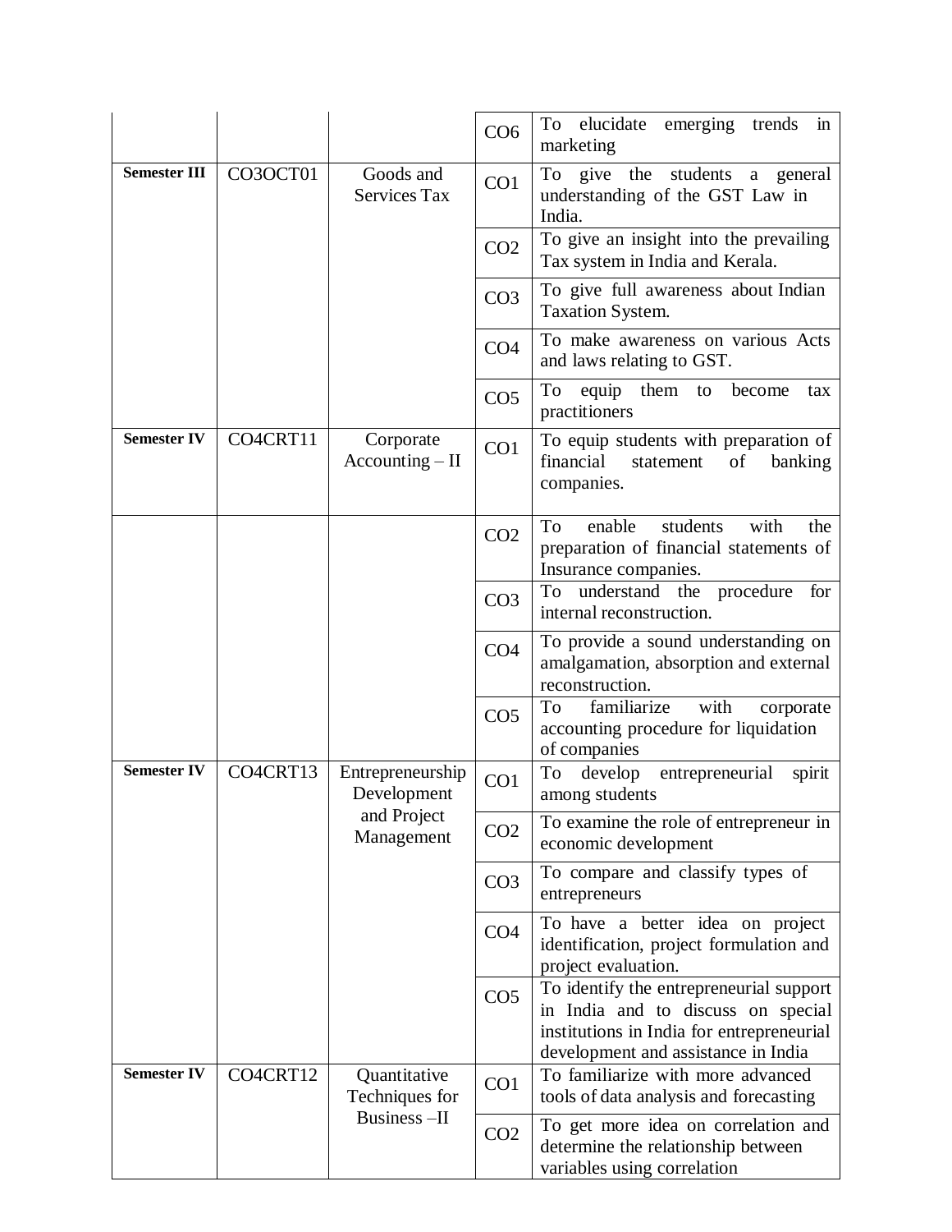| | | | | |
|---|---|---|---|---|
| | | | CO6 | To elucidate emerging trends in marketing |
| **Semester III** | CO3OCT01 | Goods and Services Tax | CO1 | To give the students a general understanding of the GST Law in India. |
| | | | CO2 | To give an insight into the prevailing Tax system in India and Kerala. |
| | | | CO3 | To give full awareness about Indian Taxation System. |
| | | | CO4 | To make awareness on various Acts and laws relating to GST. |
| | | | CO5 | To equip them to become tax practitioners |
| **Semester IV** | CO4CRT11 | Corporate Accounting – II | CO1 | To equip students with preparation of financial statement of banking companies. |
| | | | CO2 | To enable students with the preparation of financial statements of Insurance companies. |
| | | | CO3 | To understand the procedure for internal reconstruction. |
| | | | CO4 | To provide a sound understanding on amalgamation, absorption and external reconstruction. |
| | | | CO5 | To familiarize with corporate accounting procedure for liquidation of companies |
| **Semester IV** | CO4CRT13 | Entrepreneurship Development and Project Management | CO1 | To develop entrepreneurial spirit among students |
| | | | CO2 | To examine the role of entrepreneur in economic development |
| | | | CO3 | To compare and classify types of entrepreneurs |
| | | | CO4 | To have a better idea on project identification, project formulation and project evaluation. |
| | | | CO5 | To identify the entrepreneurial support in India and to discuss on special institutions in India for entrepreneurial development and assistance in India |
| **Semester IV** | CO4CRT12 | Quantitative Techniques for Business –II | CO1 | To familiarize with more advanced tools of data analysis and forecasting |
| | | | CO2 | To get more idea on correlation and determine the relationship between variables using correlation |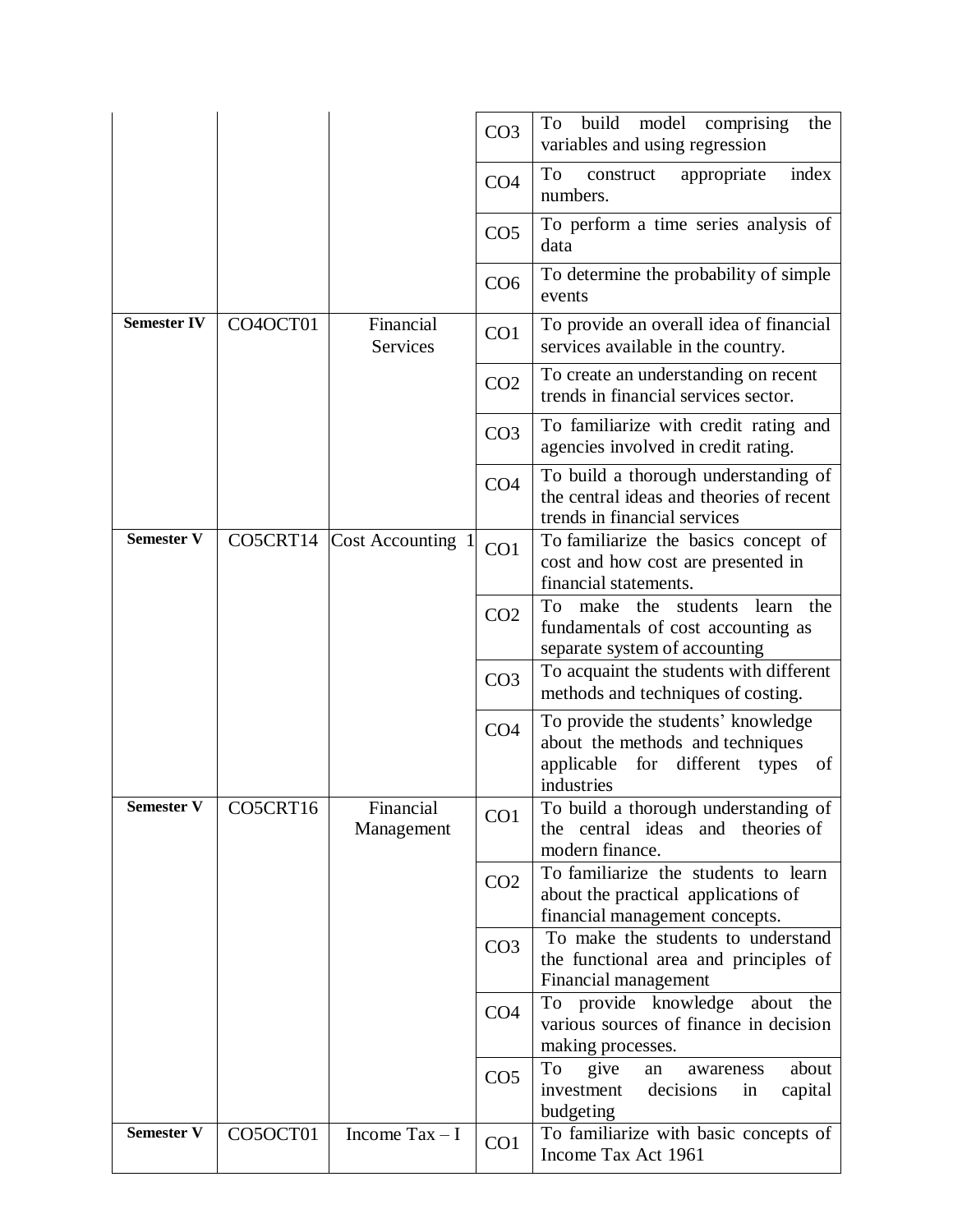| | | | | |
|---|---|---|---|---|
| | | | CO3 | To build model comprising the variables and using regression |
| | | | CO4 | To construct appropriate index numbers. |
| | | | CO5 | To perform a time series analysis of data |
| | | | CO6 | To determine the probability of simple events |
| **Semester IV** | CO4OCT01 | Financial Services | CO1 | To provide an overall idea of financial services available in the country. |
| | | | CO2 | To create an understanding on recent trends in financial services sector. |
| | | | CO3 | To familiarize with credit rating and agencies involved in credit rating. |
| | | | CO4 | To build a thorough understanding of the central ideas and theories of recent trends in financial services |
| **Semester V** | CO5CRT14 | Cost Accounting 1 | CO1 | To familiarize the basics concept of cost and how cost are presented in financial statements. |
| | | | CO2 | To make the students learn the fundamentals of cost accounting as separate system of accounting |
| | | | CO3 | To acquaint the students with different methods and techniques of costing. |
| | | | CO4 | To provide the students' knowledge about the methods and techniques applicable for different types of industries |
| **Semester V** | CO5CRT16 | Financial Management | CO1 | To build a thorough understanding of the central ideas and theories of modern finance. |
| | | | CO2 | To familiarize the students to learn about the practical applications of financial management concepts. |
| | | | CO3 | To make the students to understand the functional area and principles of Financial management |
| | | | CO4 | To provide knowledge about the various sources of finance in decision making processes. |
| | | | CO5 | To give an awareness about investment decisions in capital budgeting |
| **Semester V** | CO5OCT01 | Income Tax – I | CO1 | To familiarize with basic concepts of Income Tax Act 1961 |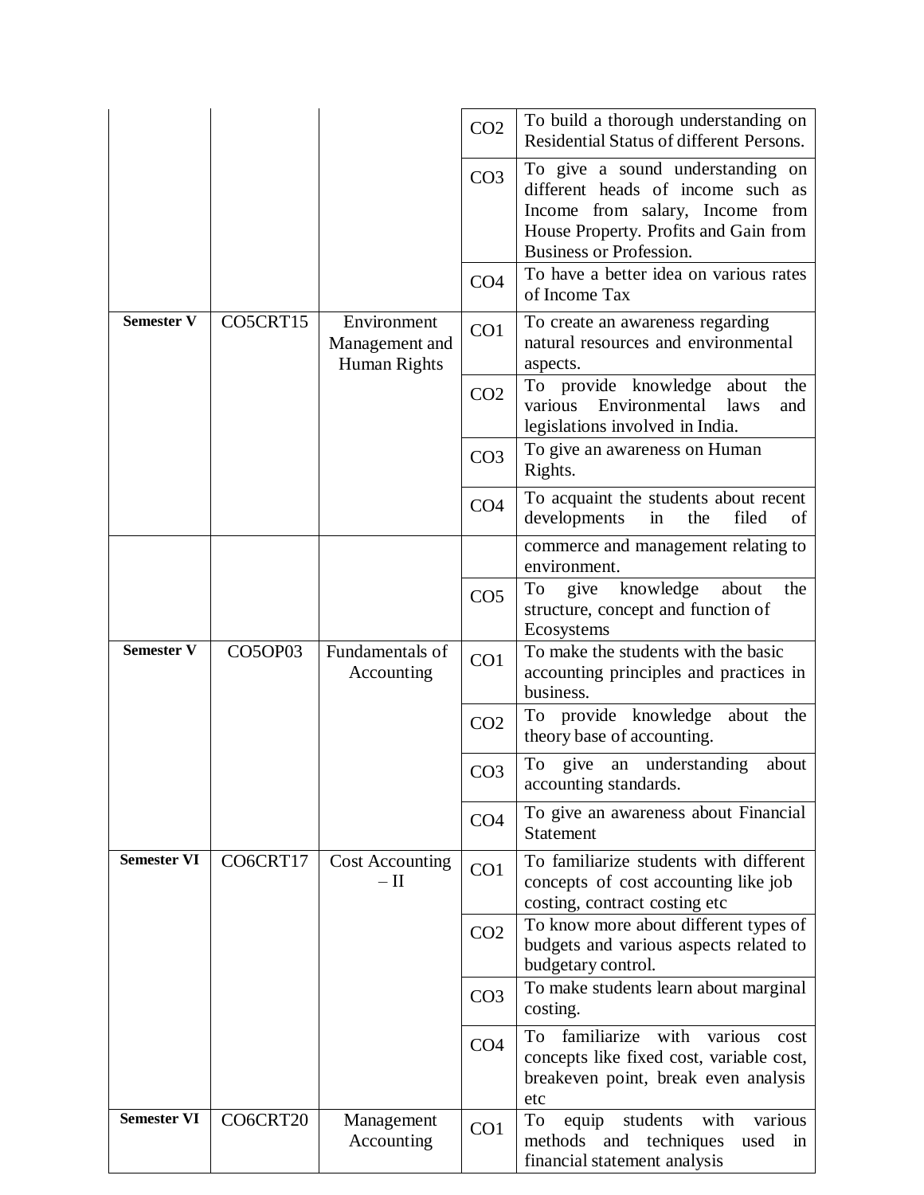| | | | | |
|---|---|---|---|---|
| | | | CO2 | To build a thorough understanding on Residential Status of different Persons. |
| | | | CO3 | To give a sound understanding on different heads of income such as Income from salary, Income from House Property. Profits and Gain from Business or Profession. |
| | | | CO4 | To have a better idea on various rates of Income Tax |
| **Semester V** | CO5CRT15 | Environment Management and Human Rights | CO1 | To create an awareness regarding natural resources and environmental aspects. |
| | | | CO2 | To provide knowledge about the various Environmental laws and legislations involved in India. |
| | | | CO3 | To give an awareness on Human Rights. |
| | | | CO4 | To acquaint the students about recent developments in the filed of commerce and management relating to environment. |
| | | | CO5 | To give knowledge about the structure, concept and function of Ecosystems |
| **Semester V** | CO5OP03 | Fundamentals of Accounting | CO1 | To make the students with the basic accounting principles and practices in business. |
| | | | CO2 | To provide knowledge about the theory base of accounting. |
| | | | CO3 | To give an understanding about accounting standards. |
| | | | CO4 | To give an awareness about Financial Statement |
| **Semester VI** | CO6CRT17 | Cost Accounting – II | CO1 | To familiarize students with different concepts of cost accounting like job costing, contract costing etc |
| | | | CO2 | To know more about different types of budgets and various aspects related to budgetary control. |
| | | | CO3 | To make students learn about marginal costing. |
| | | | CO4 | To familiarize with various cost concepts like fixed cost, variable cost, breakeven point, break even analysis etc |
| **Semester VI** | CO6CRT20 | Management Accounting | CO1 | To equip students with various methods and techniques used in financial statement analysis |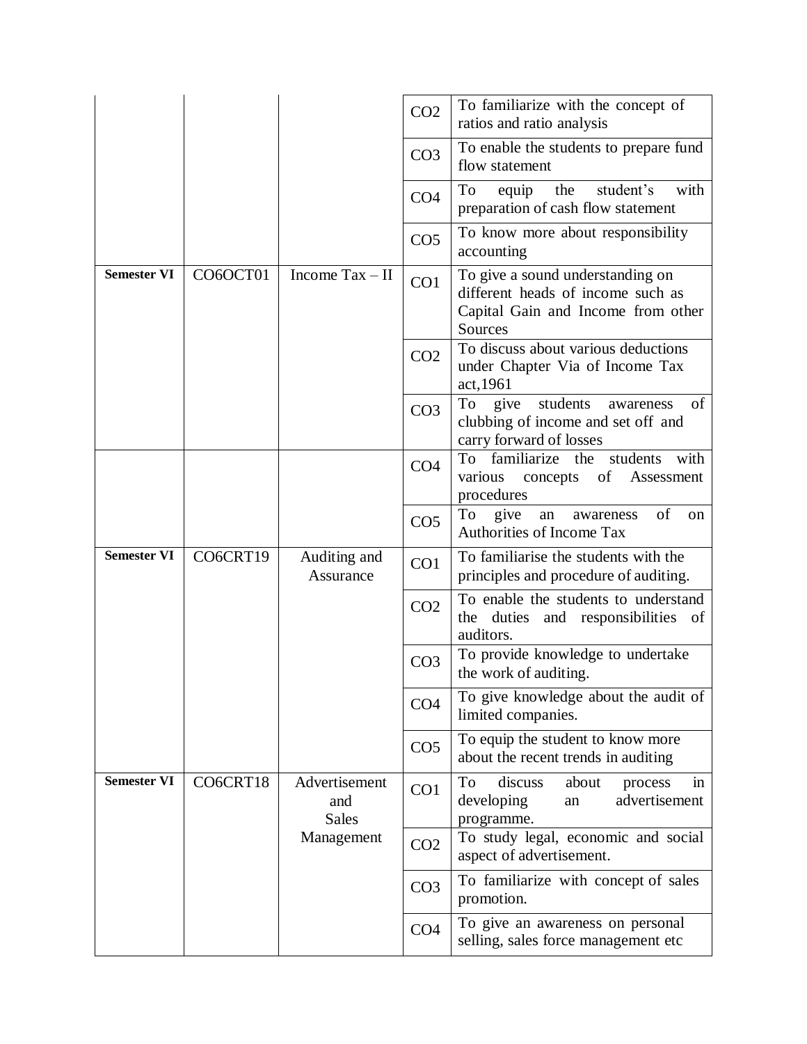| | | | | |
|---|---|---|---|---|
| | | | CO2 | To familiarize with the concept of ratios and ratio analysis |
| | | | CO3 | To enable the students to prepare fund flow statement |
| | | | CO4 | To equip the student's with preparation of cash flow statement |
| | | | CO5 | To know more about responsibility accounting |
| **Semester VI** | CO6OCT01 | Income Tax – II | CO1 | To give a sound understanding on different heads of income such as Capital Gain and Income from other Sources |
| | | | CO2 | To discuss about various deductions under Chapter Via of Income Tax act,1961 |
| | | | CO3 | To give students awareness of clubbing of income and set off and carry forward of losses |
| | | | CO4 | To familiarize the students with various concepts of Assessment procedures |
| | | | CO5 | To give an awareness of on Authorities of Income Tax |
| **Semester VI** | CO6CRT19 | Auditing and Assurance | CO1 | To familiarise the students with the principles and procedure of auditing. |
| | | | CO2 | To enable the students to understand the duties and responsibilities of auditors. |
| | | | CO3 | To provide knowledge to undertake the work of auditing. |
| | | | CO4 | To give knowledge about the audit of limited companies. |
| | | | CO5 | To equip the student to know more about the recent trends in auditing |
| **Semester VI** | CO6CRT18 | Advertisement and Sales Management | CO1 | To discuss about process in developing an advertisement programme. |
| | | | CO2 | To study legal, economic and social aspect of advertisement. |
| | | | CO3 | To familiarize with concept of sales promotion. |
| | | | CO4 | To give an awareness on personal selling, sales force management etc |